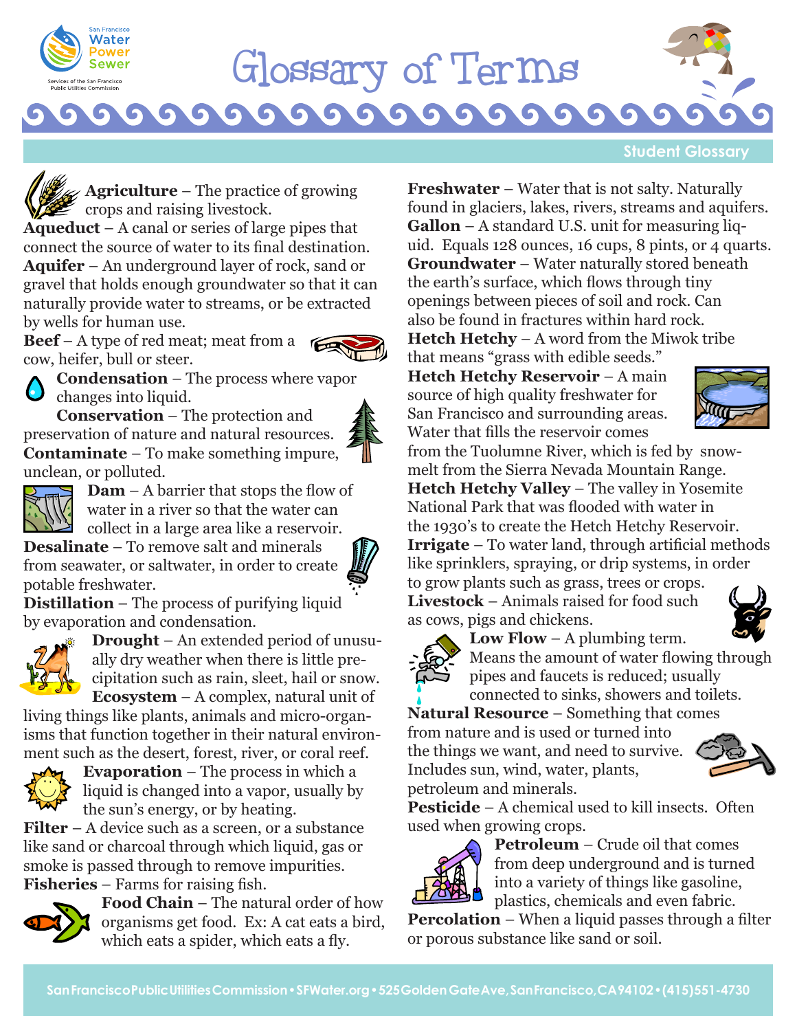# Glossary of Terms

## Student Glossary

**Agriculture** – The practice of growing crops and raising livestock.

**Aqueduct** – A canal or series of large pipes that connect the source of water to its final destination.

**Aquifer** – An underground layer of rock, sand or gravel that holds enough groundwater so that it can naturally provide water to streams, or be extracted by wells for human use.

**Beef** – A type of red meat; meat from a cow, heifer, bull or steer.

**Condensation** – The process where vapor changes into liquid.

**Conservation** – The protection and preservation of nature and natural resources.

**Contaminate** – To make something impure, unclean, or polluted.

**Dam** – A barrier that stops the flow of water in a river so that the water can collect in a large area like a reservoir.

**Desalinate** – To remove salt and minerals from seawater, or saltwater, in order to create potable freshwater.

**Distillation** – The process of purifying liquid by evaporation and condensation.

**Drought** – An extended period of unusually dry weather when there is little precipitation such as rain, sleet, hail or snow.

**Ecosystem** – A complex, natural unit of living things like plants, animals and micro-organisms that function together in their natural environment such as the desert, forest, river, or coral reef.

**Evaporation** – The process in which a liquid is changed into a vapor, usually by the sun's energy, or by heating.

**Filter** – A device such as a screen, or a substance like sand or charcoal through which liquid, gas or smoke is passed through to remove impurities.

**Fisheries** – Farms for raising fish.

**Food Chain** – The natural order of how organisms get food. Ex: A cat eats a bird, which eats a spider, which eats a fly.

**Freshwater** – Water that is not salty. Naturally found in glaciers, lakes, rivers, streams and aquifers.

**Gallon** – A standard U.S. unit for measuring liquid. Equals 128 ounces, 16 cups, 8 pints, or 4 quarts.

**Groundwater** – Water naturally stored beneath the earth's surface, which flows through tiny openings between pieces of soil and rock. Can also be found in fractures within hard rock.

**Hetch Hetchy** – A word from the Miwok tribe that means "grass with edible seeds."

**Hetch Hetchy Reservoir** – A main source of high quality freshwater for San Francisco and surrounding areas. Water that fills the reservoir comes from the Tuolumne River, which is fed by snowmelt from the Sierra Nevada Mountain Range.

**Hetch Hetchy Valley** – The valley in Yosemite National Park that was flooded with water in the 1930's to create the Hetch Hetchy Reservoir.

**Irrigate** – To water land, through artificial methods like sprinklers, spraying, or drip systems, in order to grow plants such as grass, trees or crops.

**Livestock** – Animals raised for food such as cows, pigs and chickens.

**Low Flow** – A plumbing term. Means the amount of water flowing through pipes and faucets is reduced; usually connected to sinks, showers and toilets.

**Natural Resource** – Something that comes from nature and is used or turned into the things we want, and need to survive. Includes sun, wind, water, plants, petroleum and minerals.

**Pesticide** – A chemical used to kill insects. Often used when growing crops.

**Petroleum** – Crude oil that comes from deep underground and is turned into a variety of things like gasoline, plastics, chemicals and even fabric.

**Percolation** – When a liquid passes through a filter or porous substance like sand or soil.

San Francisco Public Utilities Commission • SFWater.org • 525 Golden Gate Ave, San Francisco, CA 94102 • (415) 551-4730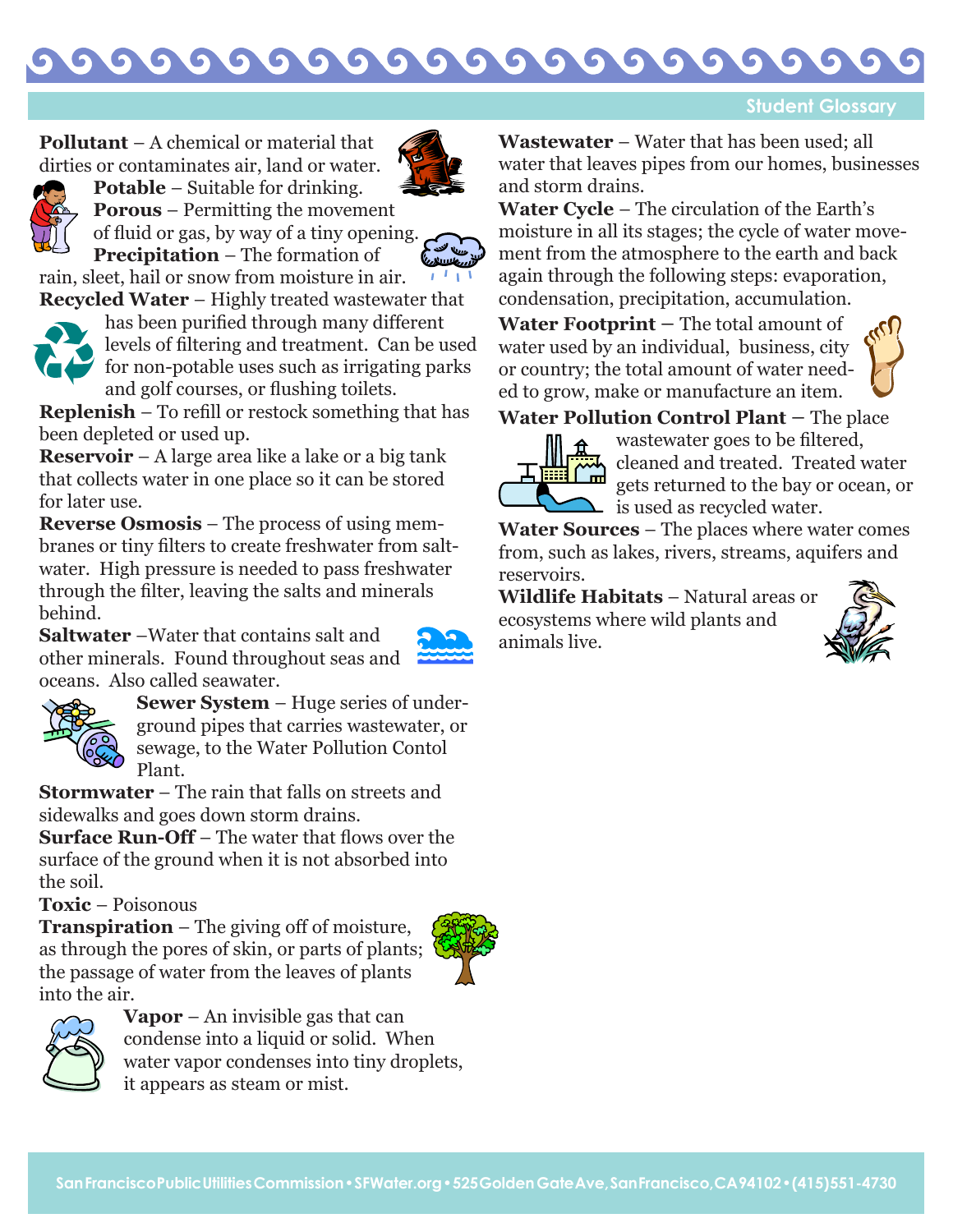## Student Glossary

**Pollutant** – A chemical or material that dirties or contaminates air, land or water.

**Potable** – Suitable for drinking.

**Porous** – Permitting the movement of fluid or gas, by way of a tiny opening.

**Precipitation** – The formation of rain, sleet, hail or snow from moisture in air.

**Recycled Water** – Highly treated wastewater that has been purified through many different levels of filtering and treatment. Can be used for non-potable uses such as irrigating parks and golf courses, or flushing toilets.

**Replenish** – To refill or restock something that has been depleted or used up.

**Reservoir** – A large area like a lake or a big tank that collects water in one place so it can be stored for later use.

**Reverse Osmosis** – The process of using membranes or tiny filters to create freshwater from saltwater. High pressure is needed to pass freshwater through the filter, leaving the salts and minerals behind.

**Saltwater** –Water that contains salt and other minerals. Found throughout seas and oceans. Also called seawater.

**Sewer System** – Huge series of underground pipes that carries wastewater, or sewage, to the Water Pollution Contol Plant.

**Stormwater** – The rain that falls on streets and sidewalks and goes down storm drains.

**Surface Run-Off** – The water that flows over the surface of the ground when it is not absorbed into the soil.

**Toxic** – Poisonous

**Transpiration** – The giving off of moisture, as through the pores of skin, or parts of plants; the passage of water from the leaves of plants into the air.

**Vapor** – An invisible gas that can condense into a liquid or solid. When water vapor condenses into tiny droplets, it appears as steam or mist.

**Wastewater** – Water that has been used; all water that leaves pipes from our homes, businesses and storm drains.

**Water Cycle** – The circulation of the Earth's moisture in all its stages; the cycle of water movement from the atmosphere to the earth and back again through the following steps: evaporation, condensation, precipitation, accumulation.

**Water Footprint** – The total amount of water used by an individual, business, city or country; the total amount of water needed to grow, make or manufacture an item.

**Water Pollution Control Plant** – The place wastewater goes to be filtered, cleaned and treated. Treated water gets returned to the bay or ocean, or is used as recycled water.

**Water Sources** – The places where water comes from, such as lakes, rivers, streams, aquifers and reservoirs.

**Wildlife Habitats** – Natural areas or ecosystems where wild plants and animals live.

San Francisco Public Utilities Commission • SFWater.org • 525 Golden Gate Ave, San Francisco, CA 94102 • (415) 551-4730